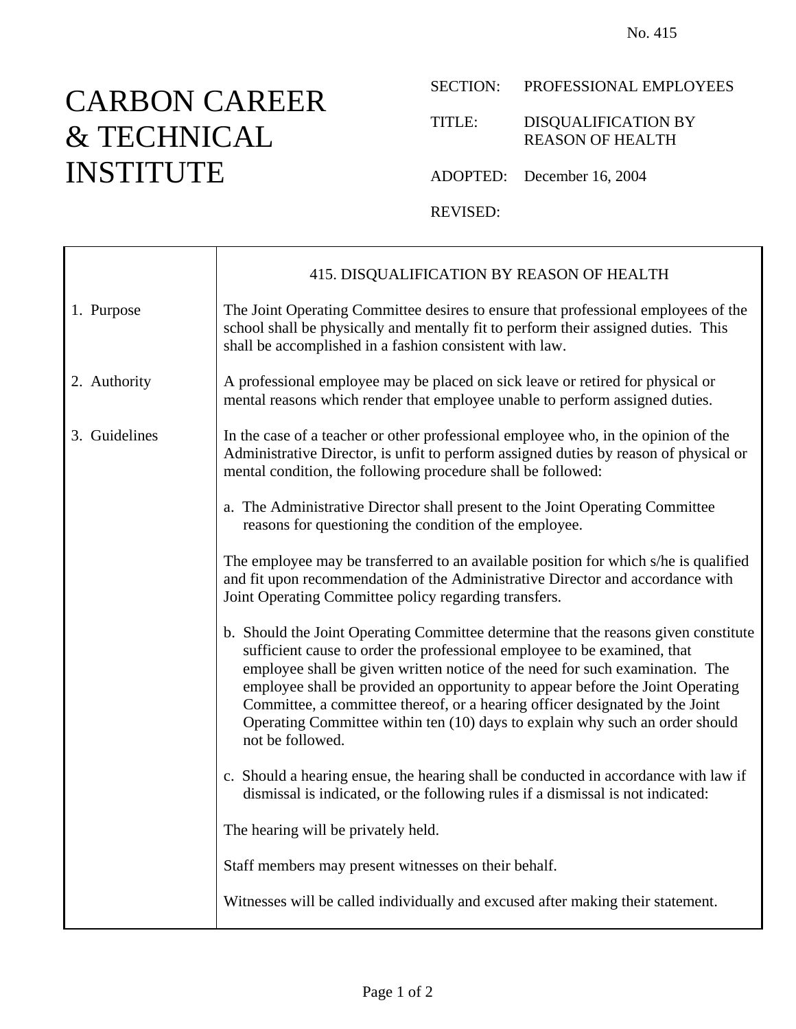No. 415

# CARBON CAREER & TECHNICAL INSTITUTE

SECTION: PROFESSIONAL EMPLOYEES

TITLE: DISQUALIFICATION BY REASON OF HEALTH

ADOPTED: December 16, 2004

REVISED:

## 415. DISQUALIFICATION BY REASON OF HEALTH

**1. Purpose**

The Joint Operating Committee desires to ensure that professional employees of the school shall be physically and mentally fit to perform their assigned duties. This shall be accomplished in a fashion consistent with law.

**2. Authority**

A professional employee may be placed on sick leave or retired for physical or mental reasons which render that employee unable to perform assigned duties.

**3. Guidelines**

In the case of a teacher or other professional employee who, in the opinion of the Administrative Director, is unfit to perform assigned duties by reason of physical or mental condition, the following procedure shall be followed:

a. The Administrative Director shall present to the Joint Operating Committee reasons for questioning the condition of the employee.

The employee may be transferred to an available position for which s/he is qualified and fit upon recommendation of the Administrative Director and accordance with Joint Operating Committee policy regarding transfers.

b. Should the Joint Operating Committee determine that the reasons given constitute sufficient cause to order the professional employee to be examined, that employee shall be given written notice of the need for such examination. The employee shall be provided an opportunity to appear before the Joint Operating Committee, a committee thereof, or a hearing officer designated by the Joint Operating Committee within ten (10) days to explain why such an order should not be followed.

c. Should a hearing ensue, the hearing shall be conducted in accordance with law if dismissal is indicated, or the following rules if a dismissal is not indicated:

The hearing will be privately held.

Staff members may present witnesses on their behalf.

Witnesses will be called individually and excused after making their statement.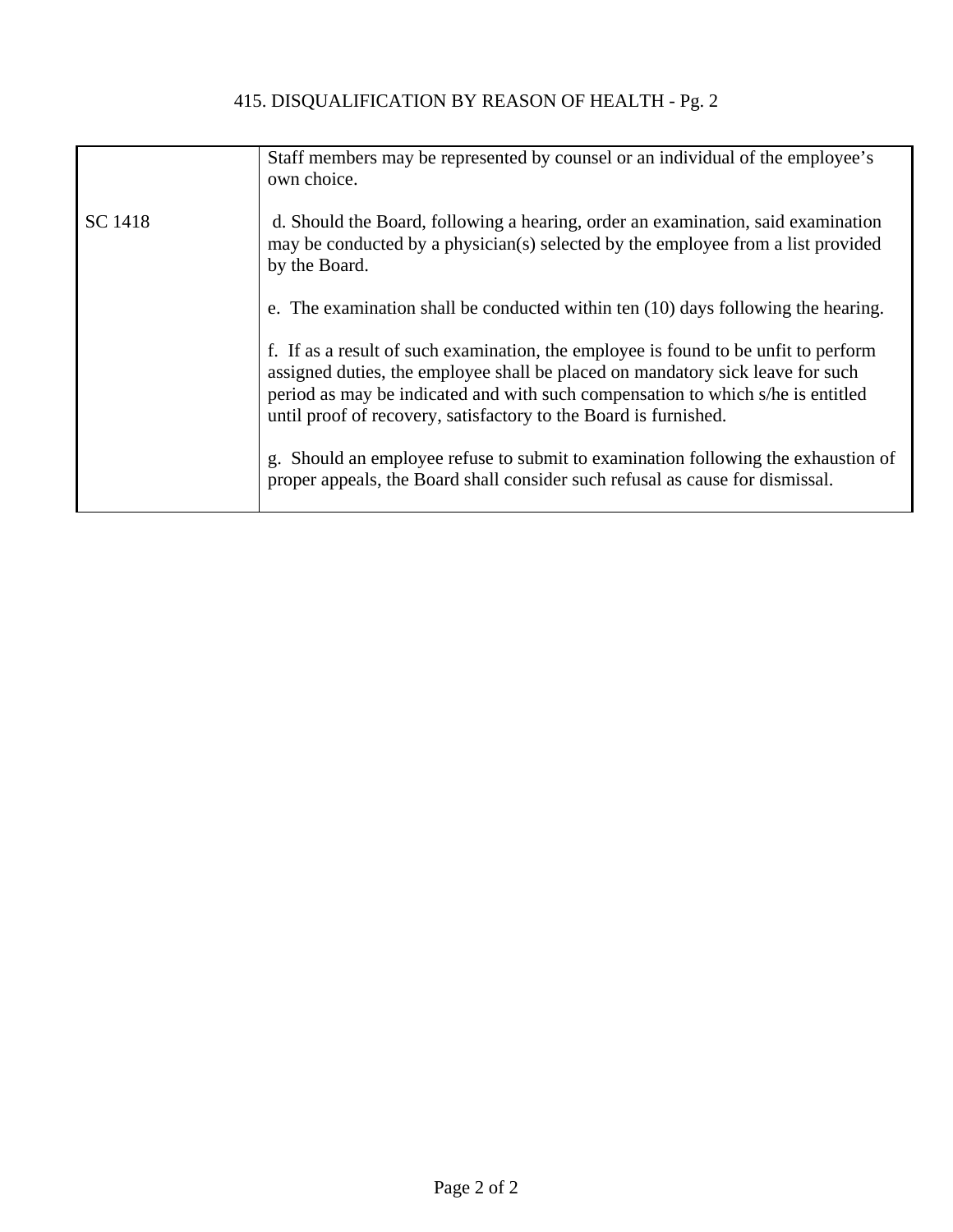| | |
|---|---|
| | Staff members may be represented by counsel or an individual of the employee's own choice. |
| SC 1418 | d. Should the Board, following a hearing, order an examination, said examination may be conducted by a physician(s) selected by the employee from a list provided by the Board. |
| | e. The examination shall be conducted within ten (10) days following the hearing. |
| | f. If as a result of such examination, the employee is found to be unfit to perform assigned duties, the employee shall be placed on mandatory sick leave for such period as may be indicated and with such compensation to which s/he is entitled until proof of recovery, satisfactory to the Board is furnished. |
| | g. Should an employee refuse to submit to examination following the exhaustion of proper appeals, the Board shall consider such refusal as cause for dismissal. |